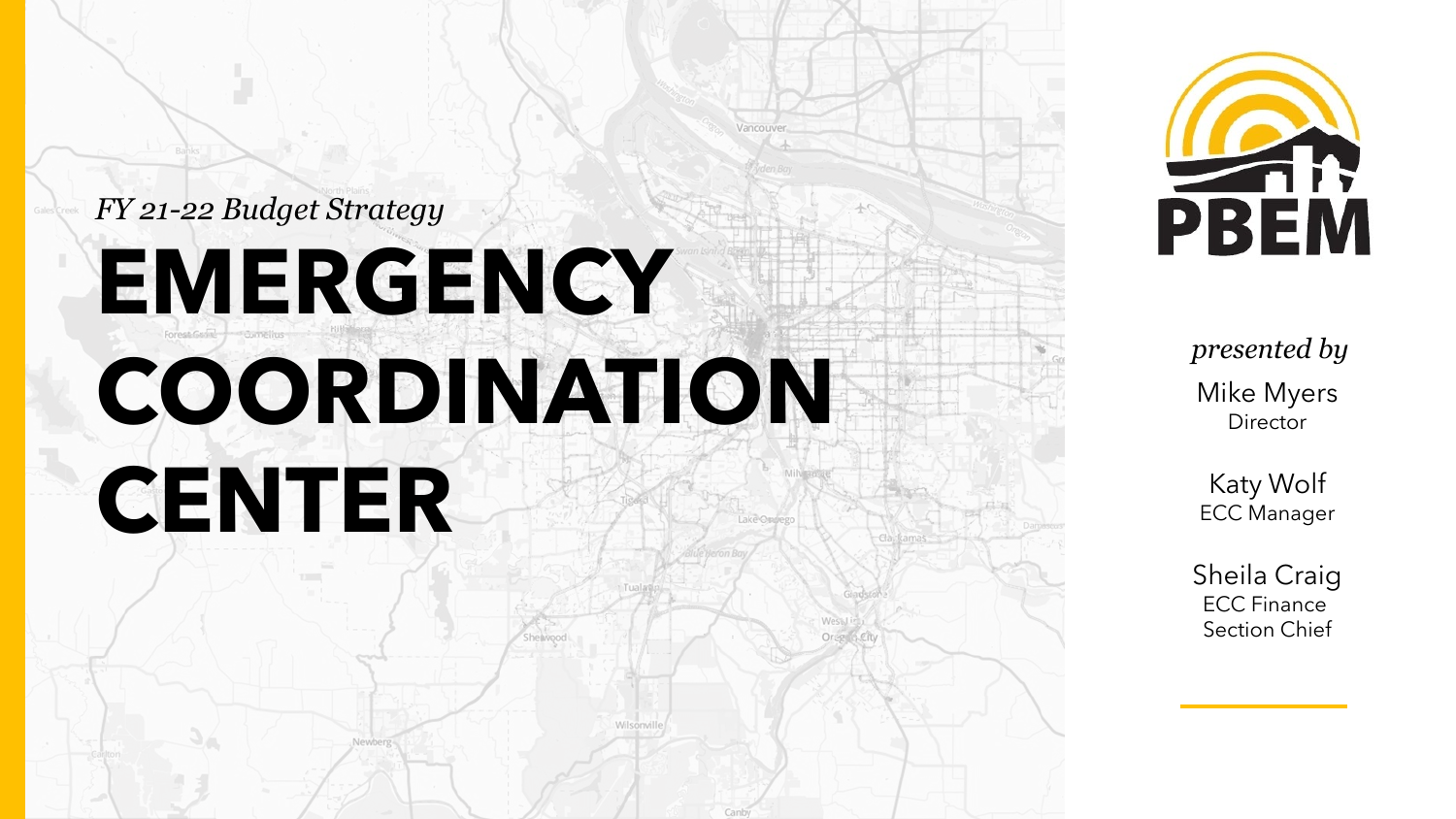*FY 21-22 Budget Strategy*

# EMERGENCY COORDINATION CENTER

PBEM

*presented by*

Mike Myers
Director

Katy Wolf
ECC Manager

Sheila Craig
ECC Finance Section Chief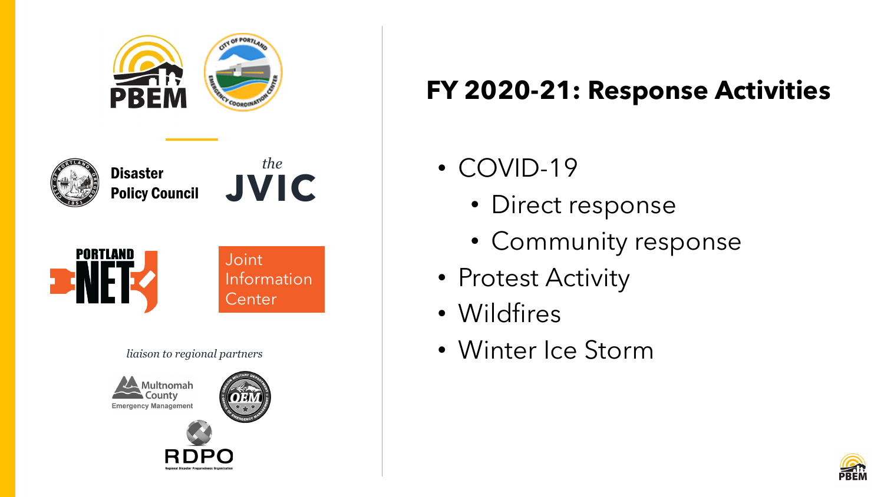PBEM

Disaster Policy Council

*the* JVIC

PORTLAND NET

Joint Information Center

*liaison to regional partners*

Multnomah County Emergency Management

OEM

RDPO

Regional Disaster Preparedness Organization

# FY 2020-21: Response Activities

- COVID-19
  - Direct response
  - Community response
- Protest Activity
- Wildfires
- Winter Ice Storm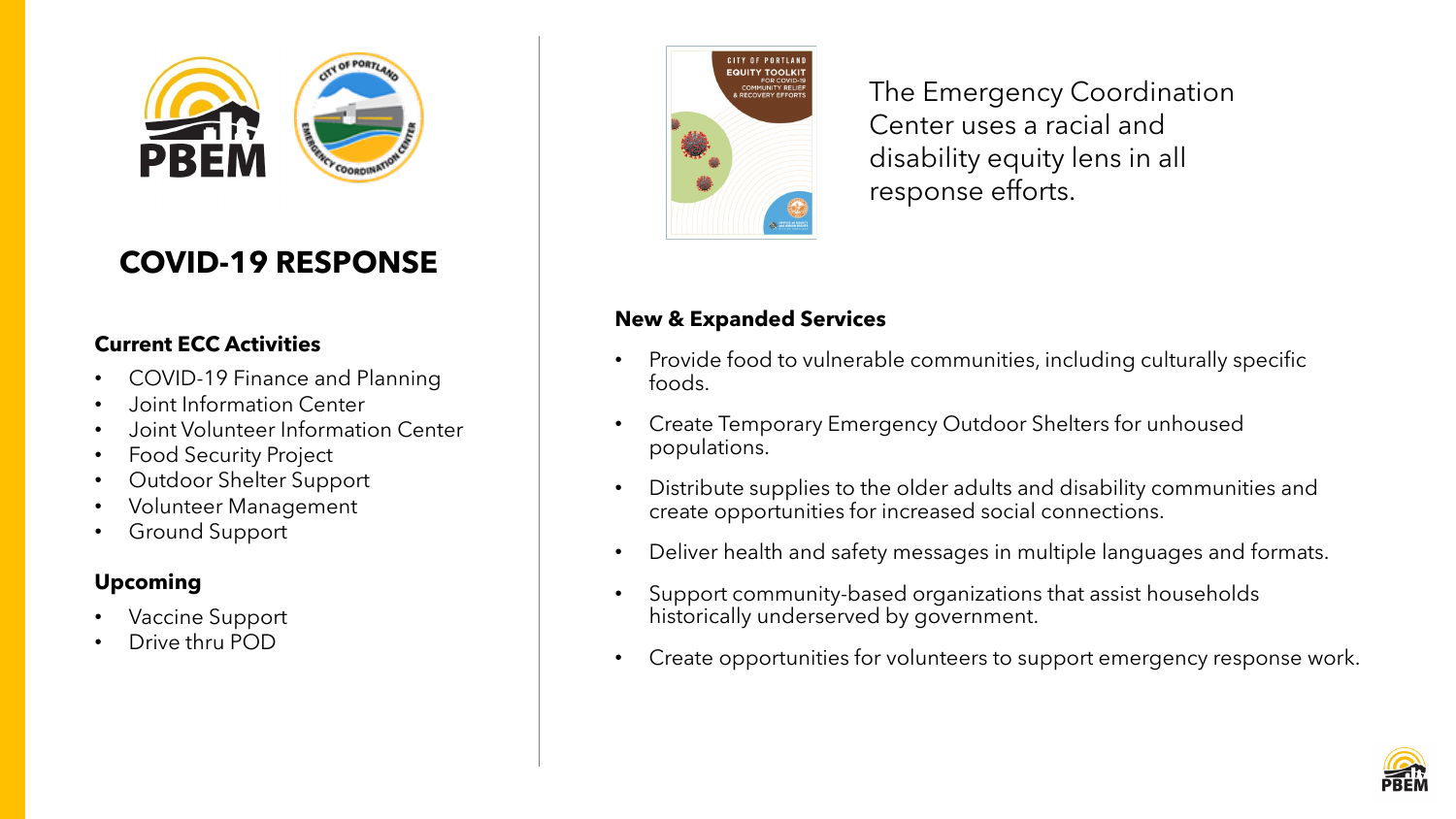# COVID-19 RESPONSE

### Current ECC Activities

- COVID-19 Finance and Planning
- Joint Information Center
- Joint Volunteer Information Center
- Food Security Project
- Outdoor Shelter Support
- Volunteer Management
- Ground Support

### Upcoming

- Vaccine Support
- Drive thru POD

The Emergency Coordination Center uses a racial and disability equity lens in all response efforts.

### New & Expanded Services

- Provide food to vulnerable communities, including culturally specific foods.
- Create Temporary Emergency Outdoor Shelters for unhoused populations.
- Distribute supplies to the older adults and disability communities and create opportunities for increased social connections.
- Deliver health and safety messages in multiple languages and formats.
- Support community-based organizations that assist households historically underserved by government.
- Create opportunities for volunteers to support emergency response work.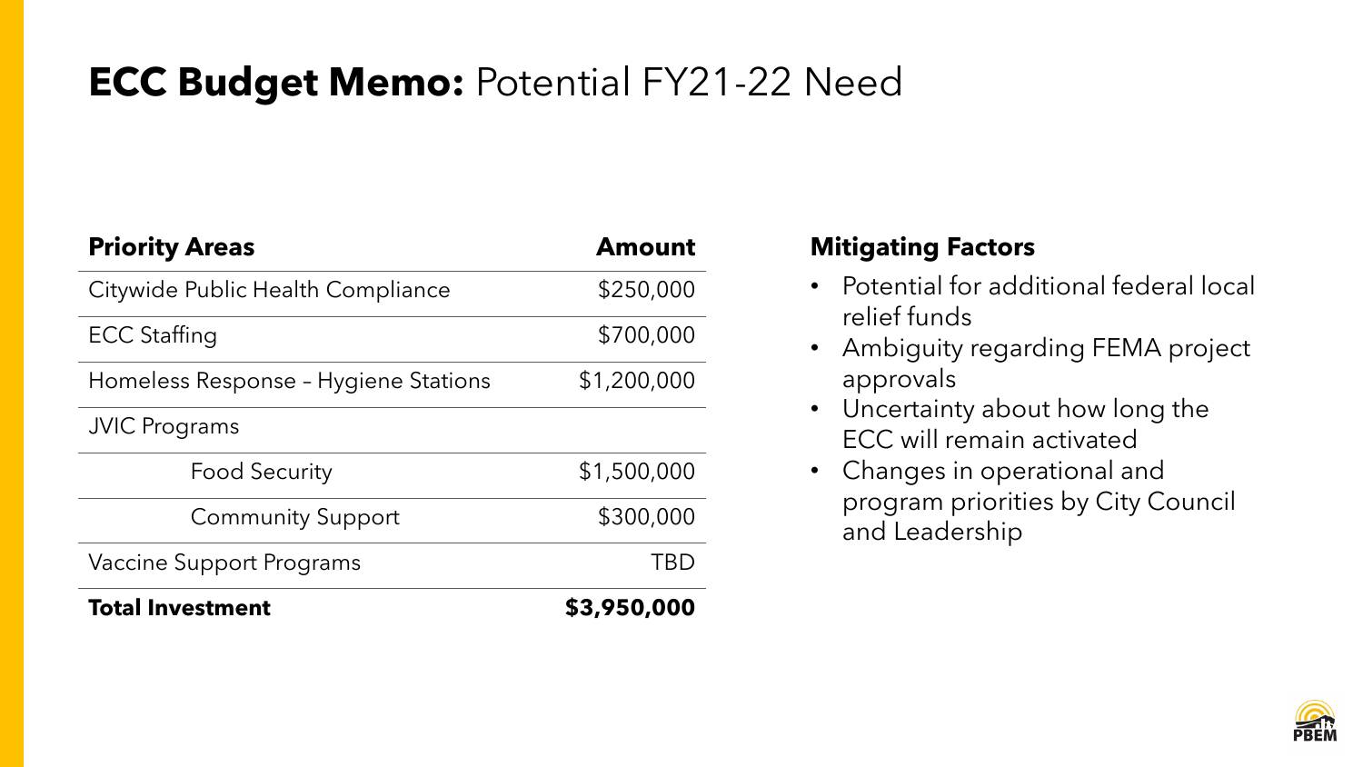# **ECC Budget Memo:** Potential FY21-22 Need

| **Priority Areas** | **Amount** |
|---|---|
| Citywide Public Health Compliance | $250,000 |
| ECC Staffing | $700,000 |
| Homeless Response – Hygiene Stations | $1,200,000 |
| JVIC Programs | |
| Food Security | $1,500,000 |
| Community Support | $300,000 |
| Vaccine Support Programs | TBD |
| **Total Investment** | **$3,950,000** |

**Mitigating Factors**

- Potential for additional federal local relief funds
- Ambiguity regarding FEMA project approvals
- Uncertainty about how long the ECC will remain activated
- Changes in operational and program priorities by City Council and Leadership